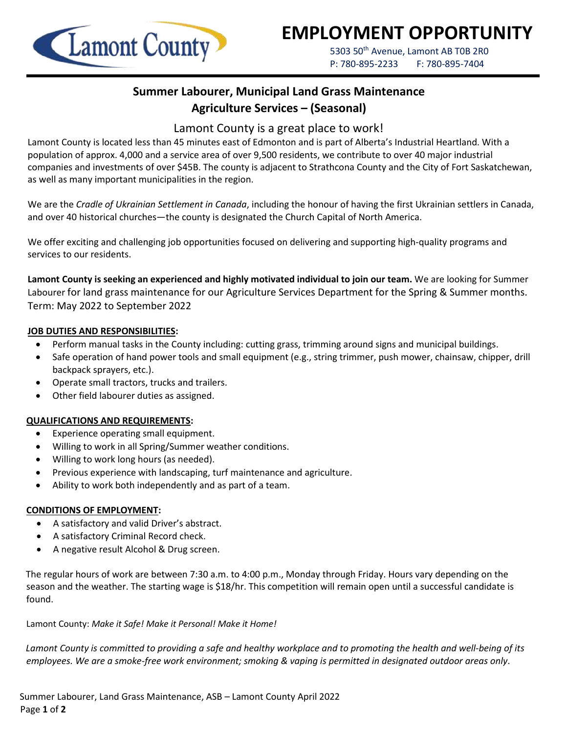# EMPLOYMENT OPPORTUNITY

5303 50th Avenue, Lamont AB T0B 2R0
P: 780-895-2233 F: 780-895-7404

## Summer Labourer, Municipal Land Grass Maintenance
## Agriculture Services – (Seasonal)

### Lamont County is a great place to work!

Lamont County is located less than 45 minutes east of Edmonton and is part of Alberta's Industrial Heartland. With a population of approx. 4,000 and a service area of over 9,500 residents, we contribute to over 40 major industrial companies and investments of over $45B. The county is adjacent to Strathcona County and the City of Fort Saskatchewan, as well as many important municipalities in the region.

We are the *Cradle of Ukrainian Settlement in Canada*, including the honour of having the first Ukrainian settlers in Canada, and over 40 historical churches—the county is designated the Church Capital of North America.

We offer exciting and challenging job opportunities focused on delivering and supporting high-quality programs and services to our residents.

**Lamont County is seeking an experienced and highly motivated individual to join our team.** We are looking for Summer Labourer for land grass maintenance for our Agriculture Services Department for the Spring & Summer months. Term: May 2022 to September 2022

**JOB DUTIES AND RESPONSIBILITIES:**

- Perform manual tasks in the County including: cutting grass, trimming around signs and municipal buildings.
- Safe operation of hand power tools and small equipment (e.g., string trimmer, push mower, chainsaw, chipper, drill backpack sprayers, etc.).
- Operate small tractors, trucks and trailers.
- Other field labourer duties as assigned.

**QUALIFICATIONS AND REQUIREMENTS:**

- Experience operating small equipment.
- Willing to work in all Spring/Summer weather conditions.
- Willing to work long hours (as needed).
- Previous experience with landscaping, turf maintenance and agriculture.
- Ability to work both independently and as part of a team.

**CONDITIONS OF EMPLOYMENT:**

- A satisfactory and valid Driver's abstract.
- A satisfactory Criminal Record check.
- A negative result Alcohol & Drug screen.

The regular hours of work are between 7:30 a.m. to 4:00 p.m., Monday through Friday. Hours vary depending on the season and the weather. The starting wage is $18/hr. This competition will remain open until a successful candidate is found.

Lamont County: *Make it Safe! Make it Personal! Make it Home!*

*Lamont County is committed to providing a safe and healthy workplace and to promoting the health and well-being of its employees. We are a smoke-free work environment; smoking & vaping is permitted in designated outdoor areas only*.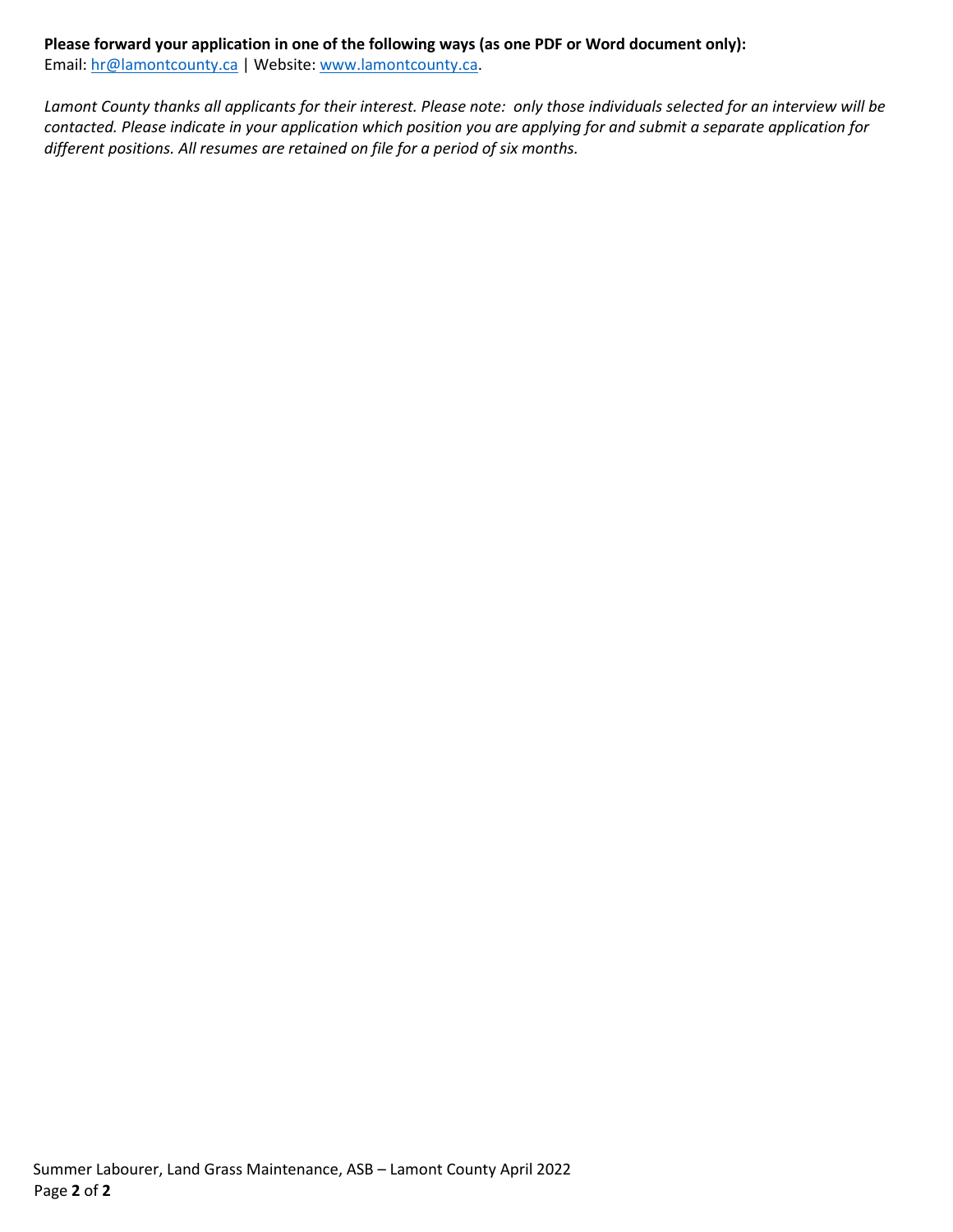**Please forward your application in one of the following ways (as one PDF or Word document only):**
Email: hr@lamontcounty.ca | Website: www.lamontcounty.ca.

*Lamont County thanks all applicants for their interest. Please note: only those individuals selected for an interview will be contacted. Please indicate in your application which position you are applying for and submit a separate application for different positions. All resumes are retained on file for a period of six months.*